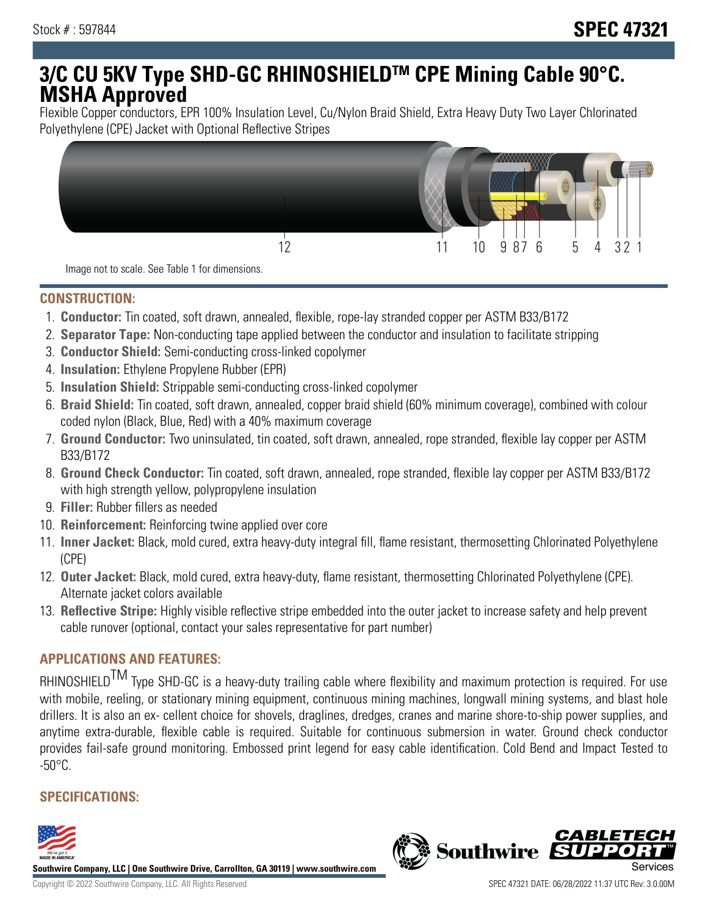Stock # : 597844

# SPEC 47321

# 3/C CU 5KV Type SHD-GC RHINOSHIELDTM CPE Mining Cable 90°C. MSHA Approved

Flexible Copper conductors, EPR 100% Insulation Level, Cu/Nylon Braid Shield, Extra Heavy Duty Two Layer Chlorinated Polyethylene (CPE) Jacket with Optional Reflective Stripes

12 11 10 9 8 7 6 5 4 3 2 1

Image not to scale. See Table 1 for dimensions.

## CONSTRUCTION:

1. **Conductor:** Tin coated, soft drawn, annealed, flexible, rope-lay stranded copper per ASTM B33/B172
2. **Separator Tape:** Non-conducting tape applied between the conductor and insulation to facilitate stripping
3. **Conductor Shield:** Semi-conducting cross-linked copolymer
4. **Insulation:** Ethylene Propylene Rubber (EPR)
5. **Insulation Shield:** Strippable semi-conducting cross-linked copolymer
6. **Braid Shield:** Tin coated, soft drawn, annealed, copper braid shield (60% minimum coverage), combined with colour coded nylon (Black, Blue, Red) with a 40% maximum coverage
7. **Ground Conductor:** Two uninsulated, tin coated, soft drawn, annealed, rope stranded, flexible lay copper per ASTM B33/B172
8. **Ground Check Conductor:** Tin coated, soft drawn, annealed, rope stranded, flexible lay copper per ASTM B33/B172 with high strength yellow, polypropylene insulation
9. **Filler:** Rubber fillers as needed
10. **Reinforcement:** Reinforcing twine applied over core
11. **Inner Jacket:** Black, mold cured, extra heavy-duty integral fill, flame resistant, thermosetting Chlorinated Polyethylene (CPE)
12. **Outer Jacket:** Black, mold cured, extra heavy-duty, flame resistant, thermosetting Chlorinated Polyethylene (CPE). Alternate jacket colors available
13. **Reflective Stripe:** Highly visible reflective stripe embedded into the outer jacket to increase safety and help prevent cable runover (optional, contact your sales representative for part number)

## APPLICATIONS AND FEATURES:

RHINOSHIELDTM Type SHD-GC is a heavy-duty trailing cable where flexibility and maximum protection is required. For use with mobile, reeling, or stationary mining equipment, continuous mining machines, longwall mining systems, and blast hole drillers. It is also an ex- cellent choice for shovels, draglines, dredges, cranes and marine shore-to-ship power supplies, and anytime extra-durable, flexible cable is required. Suitable for continuous submersion in water. Ground check conductor provides fail-safe ground monitoring. Embossed print legend for easy cable identification. Cold Bend and Impact Tested to -50°C.

## SPECIFICATIONS:

**Southwire Company, LLC | One Southwire Drive, Carrollton, GA 30119 | www.southwire.com**

Copyright © 2022 Southwire Company, LLC. All Rights Reserved

SPEC 47321 DATE: 06/28/2022 11:37 UTC Rev: 3.0.00M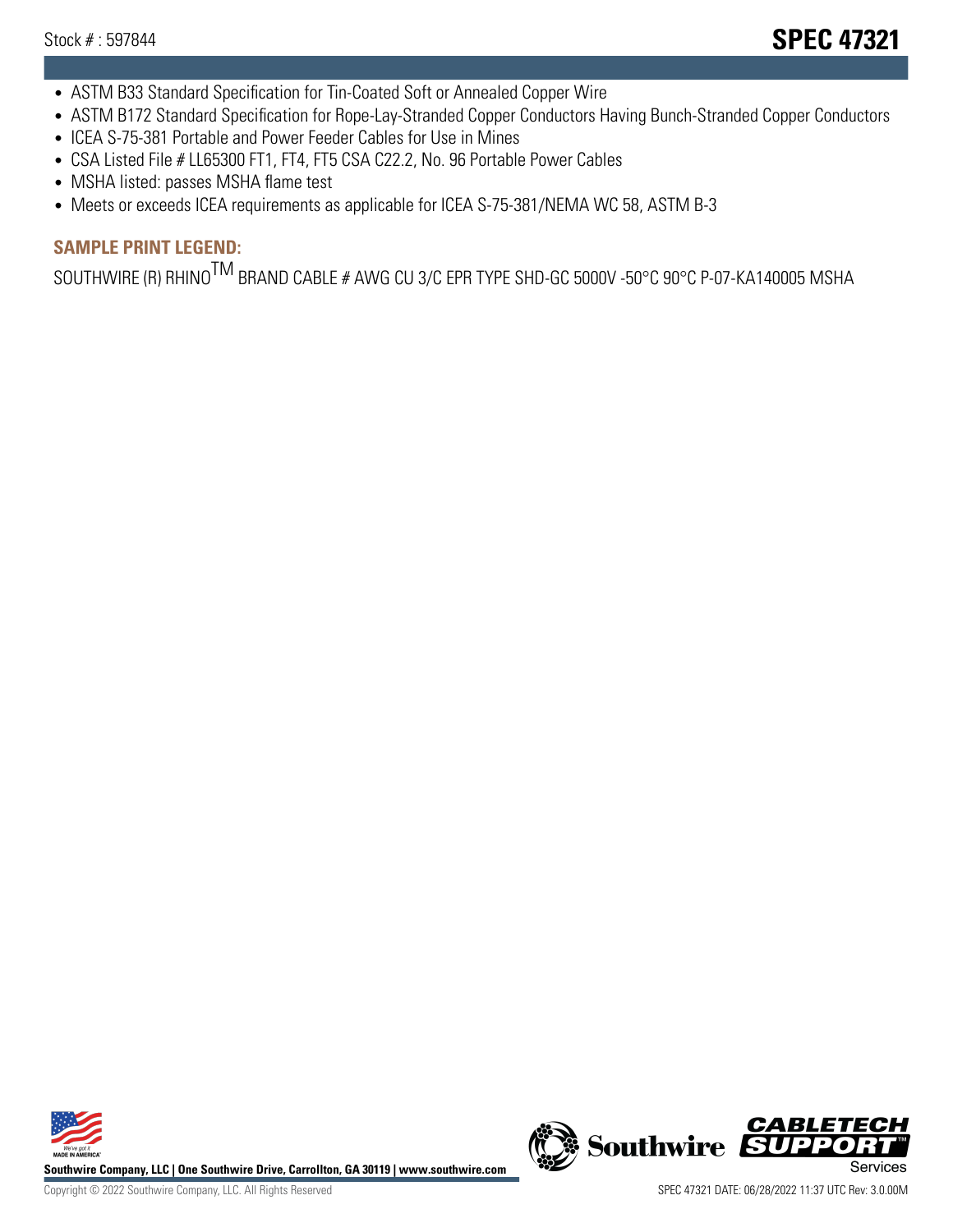- ASTM B33 Standard Specification for Tin-Coated Soft or Annealed Copper Wire
- ASTM B172 Standard Specification for Rope-Lay-Stranded Copper Conductors Having Bunch-Stranded Copper Conductors
- ICEA S-75-381 Portable and Power Feeder Cables for Use in Mines
- CSA Listed File # LL65300 FT1, FT4, FT5 CSA C22.2, No. 96 Portable Power Cables
- MSHA listed: passes MSHA flame test
- Meets or exceeds ICEA requirements as applicable for ICEA S-75-381/NEMA WC 58, ASTM B-3

## SAMPLE PRINT LEGEND:

SOUTHWIRE (R) RHINO™ BRAND CABLE # AWG CU 3/C EPR TYPE SHD-GC 5000V -50°C 90°C P-07-KA140005 MSHA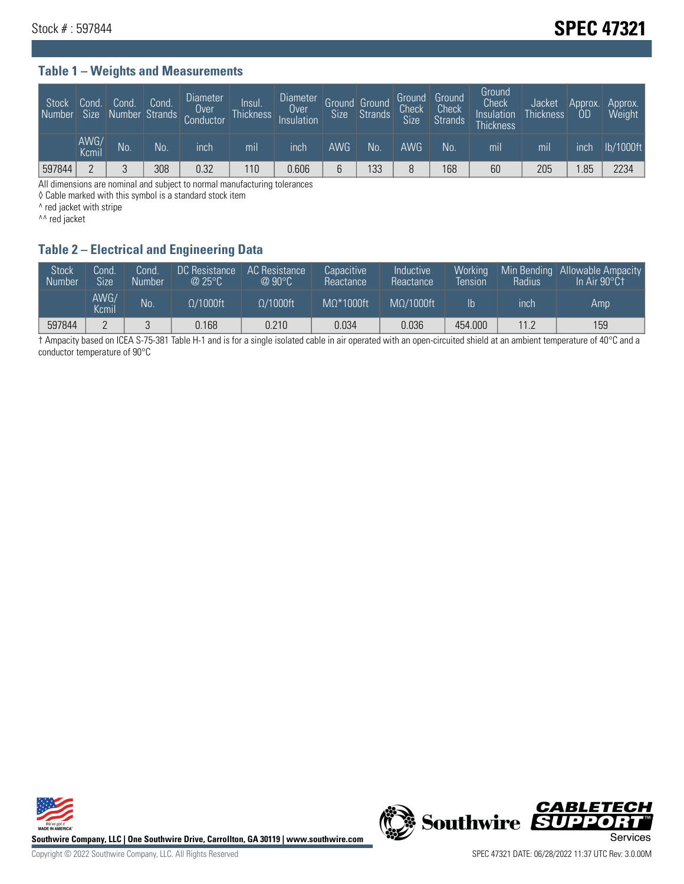Stock # : 597844

# SPEC 47321

## Table 1 – Weights and Measurements

| Stock Number | Cond. Size | Cond. Number | Cond. Strands | Diameter Over Conductor | Insul. Thickness | Diameter Over Insulation | Ground Size | Ground Strands | Ground Check Size | Ground Check Strands | Ground Check Insulation Thickness | Jacket Thickness | Approx. OD | Approx. Weight |
|---|---|---|---|---|---|---|---|---|---|---|---|---|---|---|
| | AWG/ Kcmil | No. | No. | inch | mil | inch | AWG | No. | AWG | No. | mil | mil | inch | lb/1000ft |
| 597844 | 2 | 3 | 308 | 0.32 | 110 | 0.606 | 6 | 133 | 8 | 168 | 60 | 205 | 1.85 | 2234 |

All dimensions are nominal and subject to normal manufacturing tolerances

◊ Cable marked with this symbol is a standard stock item

^ red jacket with stripe

^^ red jacket

## Table 2 – Electrical and Engineering Data

| Stock Number | Cond. Size | Cond. Number | DC Resistance @ 25°C | AC Resistance @ 90°C | Capacitive Reactance | Inductive Reactance | Working Tension | Min Bending Radius | Allowable Ampacity In Air 90°C† |
|---|---|---|---|---|---|---|---|---|---|
| | AWG/ Kcmil | No. | Ω/1000ft | Ω/1000ft | MΩ*1000ft | MΩ/1000ft | lb | inch | Amp |
| 597844 | 2 | 3 | 0.168 | 0.210 | 0.034 | 0.036 | 454.000 | 11.2 | 159 |

† Ampacity based on ICEA S-75-381 Table H-1 and is for a single isolated cable in air operated with an open-circuited shield at an ambient temperature of 40°C and a conductor temperature of 90°C

Southwire Company, LLC | One Southwire Drive, Carrollton, GA 30119 | www.southwire.com

Copyright © 2022 Southwire Company, LLC. All Rights Reserved

SPEC 47321 DATE: 06/28/2022 11:37 UTC Rev: 3.0.00M